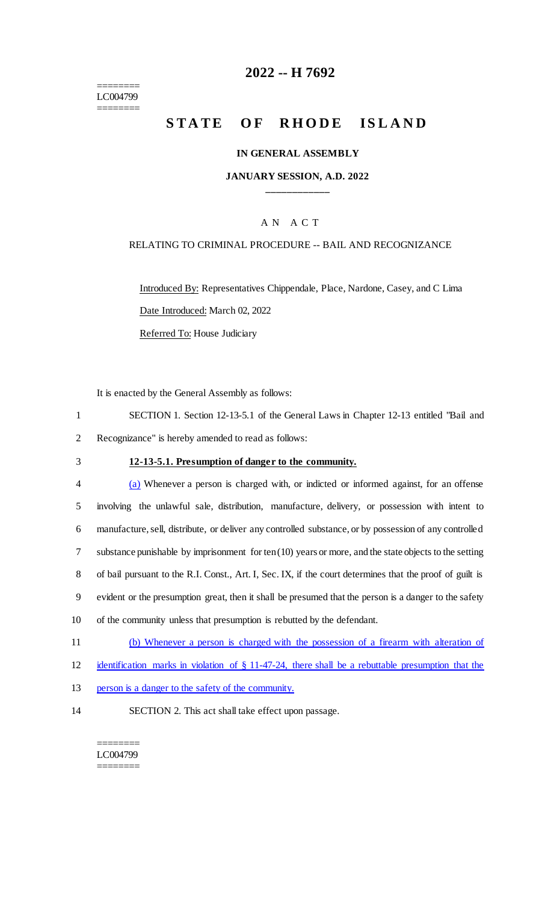========
LC004799
========

# 2022 -- H 7692

# STATE OF RHODE ISLAND

**IN GENERAL ASSEMBLY**

**JANUARY SESSION, A.D. 2022**

A N A C T

RELATING TO CRIMINAL PROCEDURE -- BAIL AND RECOGNIZANCE

Introduced By: Representatives Chippendale, Place, Nardone, Casey, and C Lima

Date Introduced: March 02, 2022

Referred To: House Judiciary

It is enacted by the General Assembly as follows:

1 SECTION 1. Section 12-13-5.1 of the General Laws in Chapter 12-13 entitled "Bail and
2 Recognizance" is hereby amended to read as follows:

3 **12-13-5.1. Presumption of danger to the community.**

4 (a) Whenever a person is charged with, or indicted or informed against, for an offense
5 involving the unlawful sale, distribution, manufacture, delivery, or possession with intent to
6 manufacture, sell, distribute, or deliver any controlled substance, or by possession of any controlled
7 substance punishable by imprisonment for ten (10) years or more, and the state objects to the setting
8 of bail pursuant to the R.I. Const., Art. I, Sec. IX, if the court determines that the proof of guilt is
9 evident or the presumption great, then it shall be presumed that the person is a danger to the safety
10 of the community unless that presumption is rebutted by the defendant.

11 (b) Whenever a person is charged with the possession of a firearm with alteration of
12 identification marks in violation of § 11-47-24, there shall be a rebuttable presumption that the
13 person is a danger to the safety of the community.

14 SECTION 2. This act shall take effect upon passage.

========
LC004799
========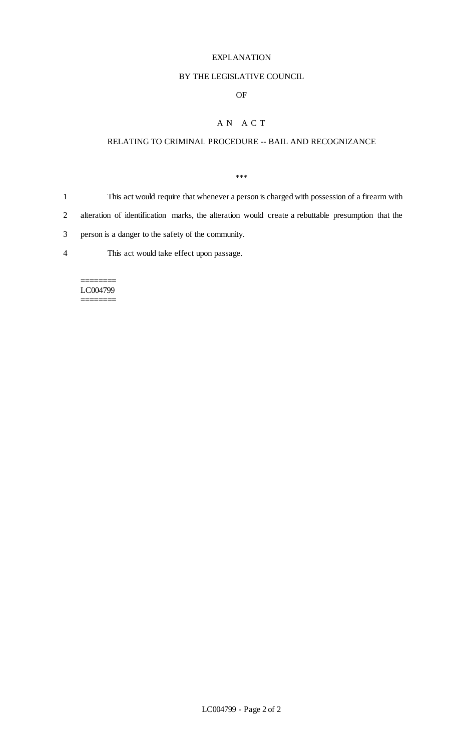EXPLANATION

BY THE LEGISLATIVE COUNCIL

OF

A N A C T

RELATING TO CRIMINAL PROCEDURE -- BAIL AND RECOGNIZANCE

***

This act would require that whenever a person is charged with possession of a firearm with alteration of identification marks, the alteration would create a rebuttable presumption that the person is a danger to the safety of the community.

This act would take effect upon passage.

========
LC004799
========